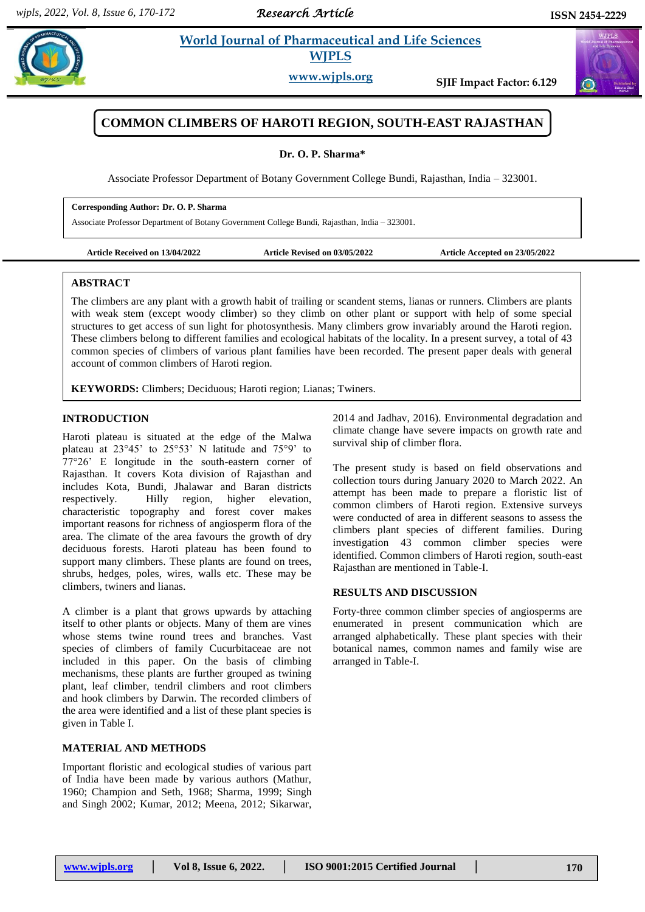# COMMON CLIMBERS OF HAROTI REGION, SOUTH-EAST RAJASTHAN

**Dr. O. P. Sharma***

Associate Professor Department of Botany Government College Bundi, Rajasthan, India – 323001.

**Corresponding Author: Dr. O. P. Sharma**

Associate Professor Department of Botany Government College Bundi, Rajasthan, India – 323001.

**Article Received on 13/04/2022** | **Article Revised on 03/05/2022** | **Article Accepted on 23/05/2022**

## ABSTRACT

The climbers are any plant with a growth habit of trailing or scandent stems, lianas or runners. Climbers are plants with weak stem (except woody climber) so they climb on other plant or support with help of some special structures to get access of sun light for photosynthesis. Many climbers grow invariably around the Haroti region. These climbers belong to different families and ecological habitats of the locality. In a present survey, a total of 43 common species of climbers of various plant families have been recorded. The present paper deals with general account of common climbers of Haroti region.

**KEYWORDS:** Climbers; Deciduous; Haroti region; Lianas; Twiners.

## INTRODUCTION

Haroti plateau is situated at the edge of the Malwa plateau at 23°45' to 25°53' N latitude and 75°9' to 77°26' E longitude in the south-eastern corner of Rajasthan. It covers Kota division of Rajasthan and includes Kota, Bundi, Jhalawar and Baran districts respectively. Hilly region, higher elevation, characteristic topography and forest cover makes important reasons for richness of angiosperm flora of the area. The climate of the area favours the growth of dry deciduous forests. Haroti plateau has been found to support many climbers. These plants are found on trees, shrubs, hedges, poles, wires, walls etc. These may be climbers, twiners and lianas.

A climber is a plant that grows upwards by attaching itself to other plants or objects. Many of them are vines whose stems twine round trees and branches. Vast species of climbers of family Cucurbitaceae are not included in this paper. On the basis of climbing mechanisms, these plants are further grouped as twining plant, leaf climber, tendril climbers and root climbers and hook climbers by Darwin. The recorded climbers of the area were identified and a list of these plant species is given in Table I.

## MATERIAL AND METHODS

Important floristic and ecological studies of various part of India have been made by various authors (Mathur, 1960; Champion and Seth, 1968; Sharma, 1999; Singh and Singh 2002; Kumar, 2012; Meena, 2012; Sikarwar, 2014 and Jadhav, 2016). Environmental degradation and climate change have severe impacts on growth rate and survival ship of climber flora.

The present study is based on field observations and collection tours during January 2020 to March 2022. An attempt has been made to prepare a floristic list of common climbers of Haroti region. Extensive surveys were conducted of area in different seasons to assess the climbers plant species of different families. During investigation 43 common climber species were identified. Common climbers of Haroti region, south-east Rajasthan are mentioned in Table-I.

## RESULTS AND DISCUSSION

Forty-three common climber species of angiosperms are enumerated in present communication which are arranged alphabetically. These plant species with their botanical names, common names and family wise are arranged in Table-I.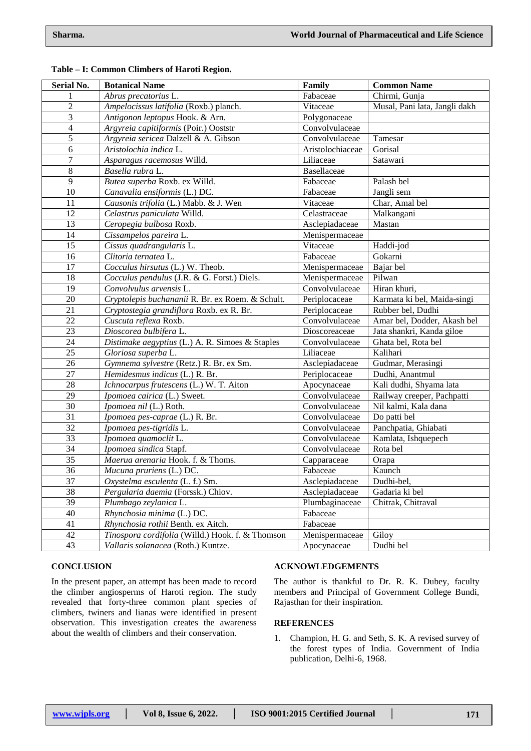**Table – I: Common Climbers of Haroti Region.**

| Serial No. | Botanical Name | Family | Common Name |
|---|---|---|---|
| 1 | *Abrus precatorius* L. | Fabaceae | Chirmi, Gunja |
| 2 | *Ampelocissus latifolia* (Roxb.) planch. | Vitaceae | Musal, Pani lata, Jangli dakh |
| 3 | *Antigonon leptopus* Hook. & Arn. | Polygonaceae | |
| 4 | *Argyreia capitiformis* (Poir.) Ooststr | Convolvulaceae | |
| 5 | *Argyreia sericea* Dalzell & A. Gibson | Convolvulaceae | Tamesar |
| 6 | *Aristolochia indica* L. | Aristolochiaceae | Gorisal |
| 7 | *Asparagus racemosus* Willd. | Liliaceae | Satawari |
| 8 | *Basella rubra* L. | Basellaceae | |
| 9 | *Butea superba* Roxb. ex Willd. | Fabaceae | Palash bel |
| 10 | *Canavalia ensiformis* (L.) DC. | Fabaceae | Jangli sem |
| 11 | *Causonis trifolia* (L.) Mabb. & J. Wen | Vitaceae | Char, Amal bel |
| 12 | *Celastrus paniculata* Willd. | Celastraceae | Malkangani |
| 13 | *Ceropegia bulbosa* Roxb. | Asclepiadaceae | Mastan |
| 14 | *Cissampelos pareira* L. | Menispermaceae | |
| 15 | *Cissus quadrangularis* L. | Vitaceae | Haddi-jod |
| 16 | *Clitoria ternatea* L. | Fabaceae | Gokarni |
| 17 | *Cocculus hirsutus* (L.) W. Theob. | Menispermaceae | Bajar bel |
| 18 | *Cocculus pendulus* (J.R. & G. Forst.) Diels. | Menispermaceae | Pilwan |
| 19 | *Convolvulus arvensis* L. | Convolvulaceae | Hiran khuri, |
| 20 | *Cryptolepis buchananii* R. Br. ex Roem. & Schult. | Periplocaceae | Karmata ki bel, Maida-singi |
| 21 | *Cryptostegia grandiflora* Roxb. ex R. Br. | Periplocaceae | Rubber bel, Dudhi |
| 22 | *Cuscuta reflexa* Roxb. | Convolvulaceae | Amar bel, Dodder, Akash bel |
| 23 | *Dioscorea bulbifera* L. | Dioscoreaceae | Jata shankri, Kanda giloe |
| 24 | *Distimake aegyptius* (L.) A. R. Simoes & Staples | Convolvulaceae | Ghata bel, Rota bel |
| 25 | *Gloriosa superba* L. | Liliaceae | Kalihari |
| 26 | *Gymnema sylvestre* (Retz.) R. Br. ex Sm. | Asclepiadaceae | Gudmar, Merasingi |
| 27 | *Hemidesmus indicus* (L.) R. Br. | Periplocaceae | Dudhi, Anantmul |
| 28 | *Ichnocarpus frutescens* (L.) W. T. Aiton | Apocynaceae | Kali dudhi, Shyama lata |
| 29 | *Ipomoea cairica* (L.) Sweet. | Convolvulaceae | Railway creeper, Pachpatti |
| 30 | *Ipomoea nil* (L.) Roth. | Convolvulaceae | Nil kalmi, Kala dana |
| 31 | *Ipomoea pes-caprae* (L.) R. Br. | Convolvulaceae | Do patti bel |
| 32 | *Ipomoea pes-tigridis* L. | Convolvulaceae | Panchpatia, Ghiabati |
| 33 | *Ipomoea quamoclit* L. | Convolvulaceae | Kamlata, Ishquepech |
| 34 | *Ipomoea sindica* Stapf. | Convolvulaceae | Rota bel |
| 35 | *Maerua arenaria* Hook. f. & Thoms. | Capparaceae | Orapa |
| 36 | *Mucuna pruriens* (L.) DC. | Fabaceae | Kaunch |
| 37 | *Oxystelma esculenta* (L. f.) Sm. | Asclepiadaceae | Dudhi-bel, |
| 38 | *Pergularia daemia* (Forssk.) Chiov. | Asclepiadaceae | Gadaria ki bel |
| 39 | *Plumbago zeylanica* L. | Plumbaginaceae | Chitrak, Chitraval |
| 40 | *Rhynchosia minima* (L.) DC. | Fabaceae | |
| 41 | *Rhynchosia rothii* Benth. ex Aitch. | Fabaceae | |
| 42 | *Tinospora cordifolia* (Willd.) Hook. f. & Thomson | Menispermaceae | Giloy |
| 43 | *Vallaris solanacea* (Roth.) Kuntze. | Apocynaceae | Dudhi bel |

## CONCLUSION

In the present paper, an attempt has been made to record the climber angiosperms of Haroti region. The study revealed that forty-three common plant species of climbers, twiners and lianas were identified in present observation. This investigation creates the awareness about the wealth of climbers and their conservation.

## ACKNOWLEDGEMENTS

The author is thankful to Dr. R. K. Dubey, faculty members and Principal of Government College Bundi, Rajasthan for their inspiration.

## REFERENCES

1. Champion, H. G. and Seth, S. K. A revised survey of the forest types of India. Government of India publication, Delhi-6, 1968.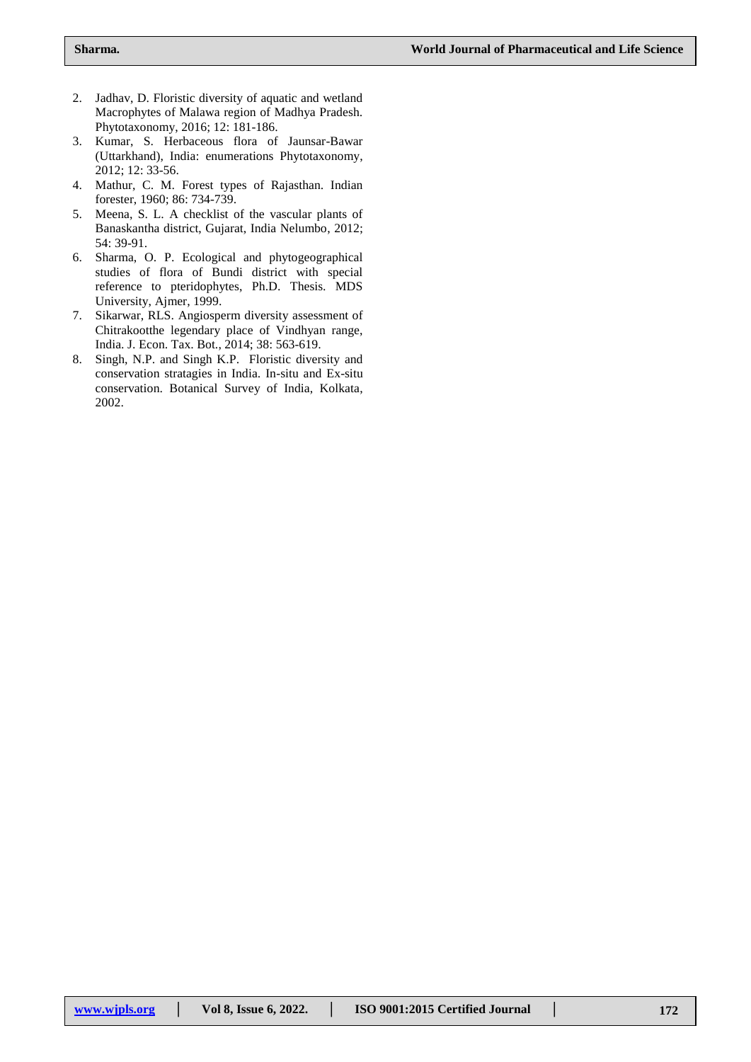2. Jadhav, D. Floristic diversity of aquatic and wetland Macrophytes of Malawa region of Madhya Pradesh. Phytotaxonomy, 2016; 12: 181-186.
3. Kumar, S. Herbaceous flora of Jaunsar-Bawar (Uttarkhand), India: enumerations Phytotaxonomy, 2012; 12: 33-56.
4. Mathur, C. M. Forest types of Rajasthan. Indian forester, 1960; 86: 734-739.
5. Meena, S. L. A checklist of the vascular plants of Banaskantha district, Gujarat, India Nelumbo, 2012; 54: 39-91.
6. Sharma, O. P. Ecological and phytogeographical studies of flora of Bundi district with special reference to pteridophytes, Ph.D. Thesis. MDS University, Ajmer, 1999.
7. Sikarwar, RLS. Angiosperm diversity assessment of Chitrakootthe legendary place of Vindhyan range, India. J. Econ. Tax. Bot., 2014; 38: 563-619.
8. Singh, N.P. and Singh K.P. Floristic diversity and conservation stratagies in India. In-situ and Ex-situ conservation. Botanical Survey of India, Kolkata, 2002.